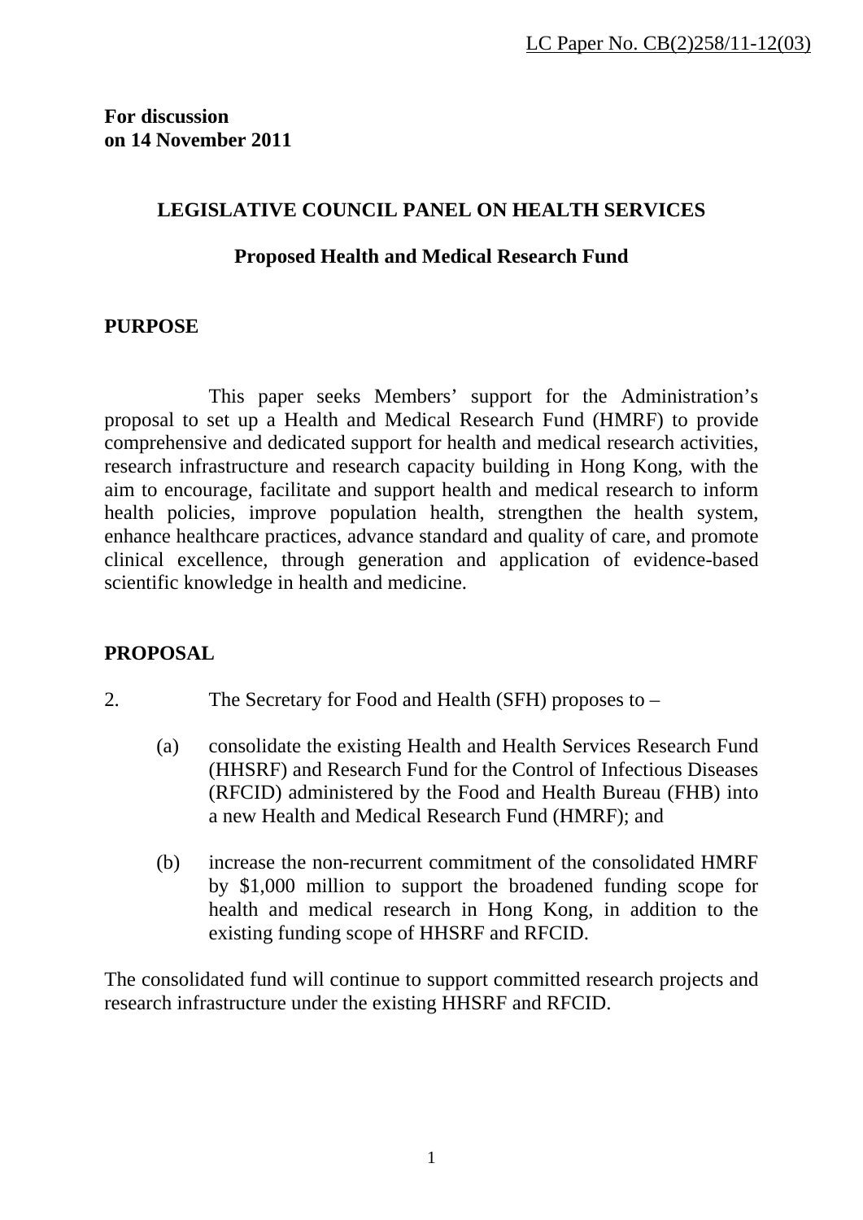LC Paper No. CB(2)258/11-12(03)

**For discussion on 14 November 2011**

## LEGISLATIVE COUNCIL PANEL ON HEALTH SERVICES

## Proposed Health and Medical Research Fund

### PURPOSE

This paper seeks Members' support for the Administration's proposal to set up a Health and Medical Research Fund (HMRF) to provide comprehensive and dedicated support for health and medical research activities, research infrastructure and research capacity building in Hong Kong, with the aim to encourage, facilitate and support health and medical research to inform health policies, improve population health, strengthen the health system, enhance healthcare practices, advance standard and quality of care, and promote clinical excellence, through generation and application of evidence-based scientific knowledge in health and medicine.

### PROPOSAL

2. The Secretary for Food and Health (SFH) proposes to –

   (a) consolidate the existing Health and Health Services Research Fund (HHSRF) and Research Fund for the Control of Infectious Diseases (RFCID) administered by the Food and Health Bureau (FHB) into a new Health and Medical Research Fund (HMRF); and

   (b) increase the non-recurrent commitment of the consolidated HMRF by $1,000 million to support the broadened funding scope for health and medical research in Hong Kong, in addition to the existing funding scope of HHSRF and RFCID.

The consolidated fund will continue to support committed research projects and research infrastructure under the existing HHSRF and RFCID.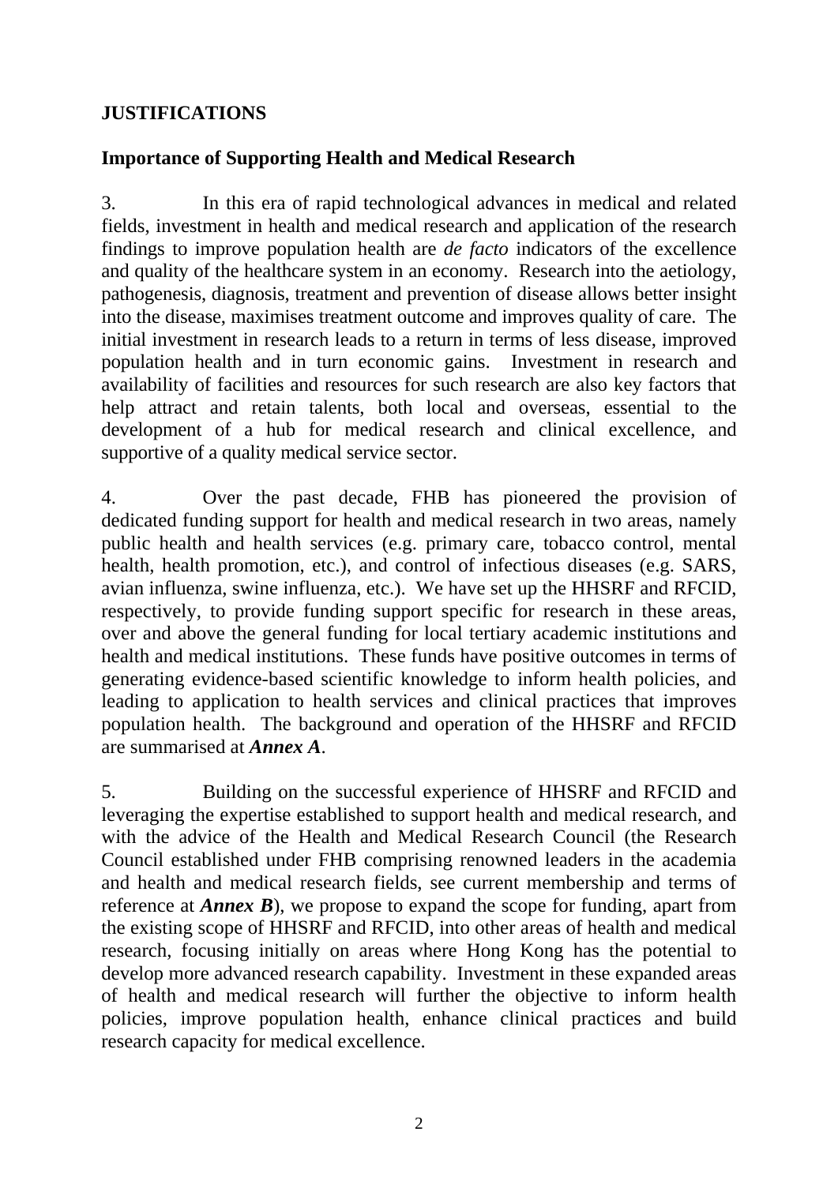## JUSTIFICATIONS

### Importance of Supporting Health and Medical Research

3. In this era of rapid technological advances in medical and related fields, investment in health and medical research and application of the research findings to improve population health are *de facto* indicators of the excellence and quality of the healthcare system in an economy. Research into the aetiology, pathogenesis, diagnosis, treatment and prevention of disease allows better insight into the disease, maximises treatment outcome and improves quality of care. The initial investment in research leads to a return in terms of less disease, improved population health and in turn economic gains. Investment in research and availability of facilities and resources for such research are also key factors that help attract and retain talents, both local and overseas, essential to the development of a hub for medical research and clinical excellence, and supportive of a quality medical service sector.

4. Over the past decade, FHB has pioneered the provision of dedicated funding support for health and medical research in two areas, namely public health and health services (e.g. primary care, tobacco control, mental health, health promotion, etc.), and control of infectious diseases (e.g. SARS, avian influenza, swine influenza, etc.). We have set up the HHSRF and RFCID, respectively, to provide funding support specific for research in these areas, over and above the general funding for local tertiary academic institutions and health and medical institutions. These funds have positive outcomes in terms of generating evidence-based scientific knowledge to inform health policies, and leading to application to health services and clinical practices that improves population health. The background and operation of the HHSRF and RFCID are summarised at ***Annex A***.

5. Building on the successful experience of HHSRF and RFCID and leveraging the expertise established to support health and medical research, and with the advice of the Health and Medical Research Council (the Research Council established under FHB comprising renowned leaders in the academia and health and medical research fields, see current membership and terms of reference at ***Annex B***), we propose to expand the scope for funding, apart from the existing scope of HHSRF and RFCID, into other areas of health and medical research, focusing initially on areas where Hong Kong has the potential to develop more advanced research capability. Investment in these expanded areas of health and medical research will further the objective to inform health policies, improve population health, enhance clinical practices and build research capacity for medical excellence.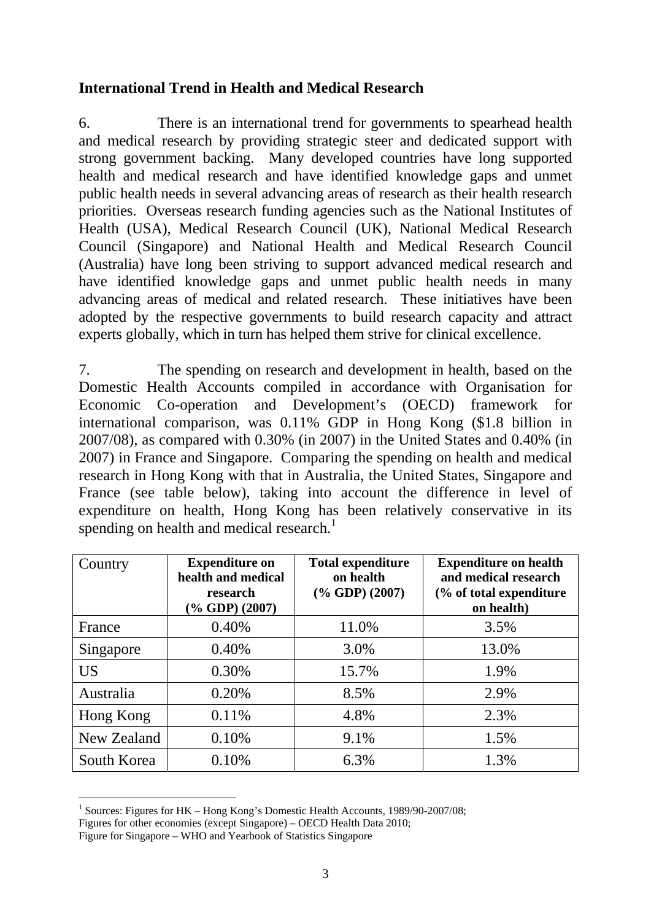**International Trend in Health and Medical Research**

6. There is an international trend for governments to spearhead health and medical research by providing strategic steer and dedicated support with strong government backing. Many developed countries have long supported health and medical research and have identified knowledge gaps and unmet public health needs in several advancing areas of research as their health research priorities. Overseas research funding agencies such as the National Institutes of Health (USA), Medical Research Council (UK), National Medical Research Council (Singapore) and National Health and Medical Research Council (Australia) have long been striving to support advanced medical research and have identified knowledge gaps and unmet public health needs in many advancing areas of medical and related research. These initiatives have been adopted by the respective governments to build research capacity and attract experts globally, which in turn has helped them strive for clinical excellence.

7. The spending on research and development in health, based on the Domestic Health Accounts compiled in accordance with Organisation for Economic Co-operation and Development's (OECD) framework for international comparison, was 0.11% GDP in Hong Kong ($1.8 billion in 2007/08), as compared with 0.30% (in 2007) in the United States and 0.40% (in 2007) in France and Singapore. Comparing the spending on health and medical research in Hong Kong with that in Australia, the United States, Singapore and France (see table below), taking into account the difference in level of expenditure on health, Hong Kong has been relatively conservative in its spending on health and medical research.[1]

| Country | **Expenditure on health and medical research (% GDP) (2007)** | **Total expenditure on health (% GDP) (2007)** | **Expenditure on health and medical research (% of total expenditure on health)** |
|---|---|---|---|
| France | 0.40% | 11.0% | 3.5% |
| Singapore | 0.40% | 3.0% | 13.0% |
| US | 0.30% | 15.7% | 1.9% |
| Australia | 0.20% | 8.5% | 2.9% |
| Hong Kong | 0.11% | 4.8% | 2.3% |
| New Zealand | 0.10% | 9.1% | 1.5% |
| South Korea | 0.10% | 6.3% | 1.3% |

[1] Sources: Figures for HK – Hong Kong's Domestic Health Accounts, 1989/90-2007/08;
Figures for other economies (except Singapore) – OECD Health Data 2010;
Figure for Singapore – WHO and Yearbook of Statistics Singapore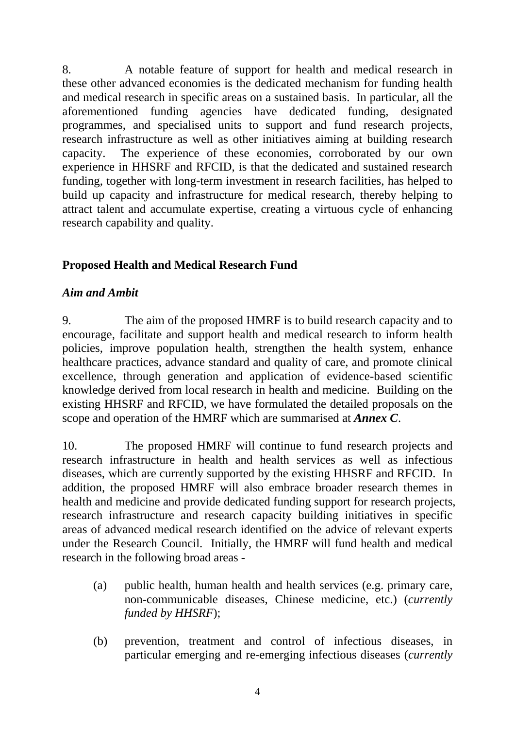8. A notable feature of support for health and medical research in these other advanced economies is the dedicated mechanism for funding health and medical research in specific areas on a sustained basis. In particular, all the aforementioned funding agencies have dedicated funding, designated programmes, and specialised units to support and fund research projects, research infrastructure as well as other initiatives aiming at building research capacity. The experience of these economies, corroborated by our own experience in HHSRF and RFCID, is that the dedicated and sustained research funding, together with long-term investment in research facilities, has helped to build up capacity and infrastructure for medical research, thereby helping to attract talent and accumulate expertise, creating a virtuous cycle of enhancing research capability and quality.

## Proposed Health and Medical Research Fund

### *Aim and Ambit*

9. The aim of the proposed HMRF is to build research capacity and to encourage, facilitate and support health and medical research to inform health policies, improve population health, strengthen the health system, enhance healthcare practices, advance standard and quality of care, and promote clinical excellence, through generation and application of evidence-based scientific knowledge derived from local research in health and medicine. Building on the existing HHSRF and RFCID, we have formulated the detailed proposals on the scope and operation of the HMRF which are summarised at ***Annex C***.

10. The proposed HMRF will continue to fund research projects and research infrastructure in health and health services as well as infectious diseases, which are currently supported by the existing HHSRF and RFCID. In addition, the proposed HMRF will also embrace broader research themes in health and medicine and provide dedicated funding support for research projects, research infrastructure and research capacity building initiatives in specific areas of advanced medical research identified on the advice of relevant experts under the Research Council. Initially, the HMRF will fund health and medical research in the following broad areas -

(a) public health, human health and health services (e.g. primary care, non-communicable diseases, Chinese medicine, etc.) (*currently funded by HHSRF*);

(b) prevention, treatment and control of infectious diseases, in particular emerging and re-emerging infectious diseases (*currently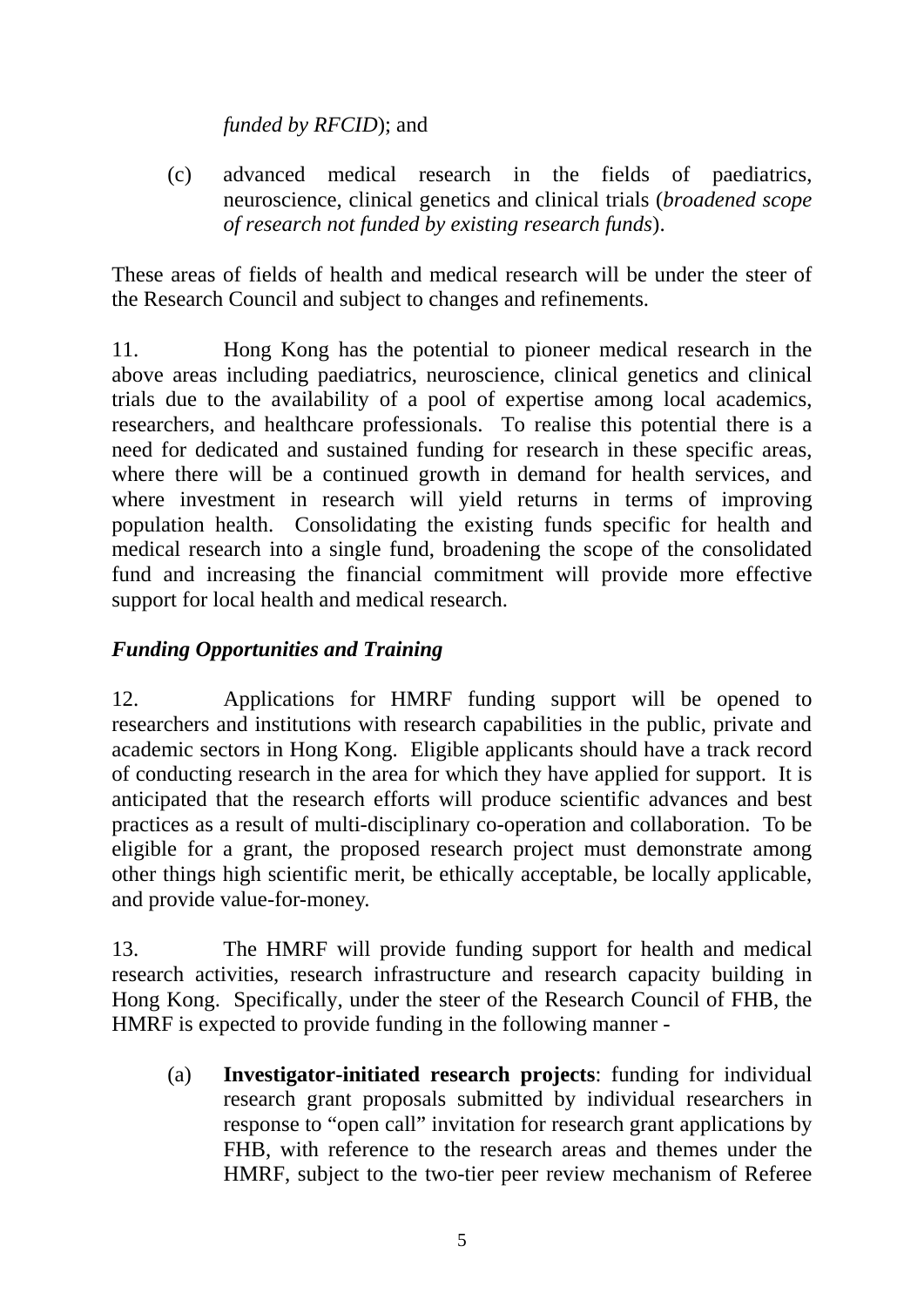*funded by RFCID*); and

(c) advanced medical research in the fields of paediatrics, neuroscience, clinical genetics and clinical trials (*broadened scope of research not funded by existing research funds*).

These areas of fields of health and medical research will be under the steer of the Research Council and subject to changes and refinements.

11. Hong Kong has the potential to pioneer medical research in the above areas including paediatrics, neuroscience, clinical genetics and clinical trials due to the availability of a pool of expertise among local academics, researchers, and healthcare professionals. To realise this potential there is a need for dedicated and sustained funding for research in these specific areas, where there will be a continued growth in demand for health services, and where investment in research will yield returns in terms of improving population health. Consolidating the existing funds specific for health and medical research into a single fund, broadening the scope of the consolidated fund and increasing the financial commitment will provide more effective support for local health and medical research.

***Funding Opportunities and Training***

12. Applications for HMRF funding support will be opened to researchers and institutions with research capabilities in the public, private and academic sectors in Hong Kong. Eligible applicants should have a track record of conducting research in the area for which they have applied for support. It is anticipated that the research efforts will produce scientific advances and best practices as a result of multi-disciplinary co-operation and collaboration. To be eligible for a grant, the proposed research project must demonstrate among other things high scientific merit, be ethically acceptable, be locally applicable, and provide value-for-money.

13. The HMRF will provide funding support for health and medical research activities, research infrastructure and research capacity building in Hong Kong. Specifically, under the steer of the Research Council of FHB, the HMRF is expected to provide funding in the following manner -

(a) **Investigator-initiated research projects**: funding for individual research grant proposals submitted by individual researchers in response to "open call" invitation for research grant applications by FHB, with reference to the research areas and themes under the HMRF, subject to the two-tier peer review mechanism of Referee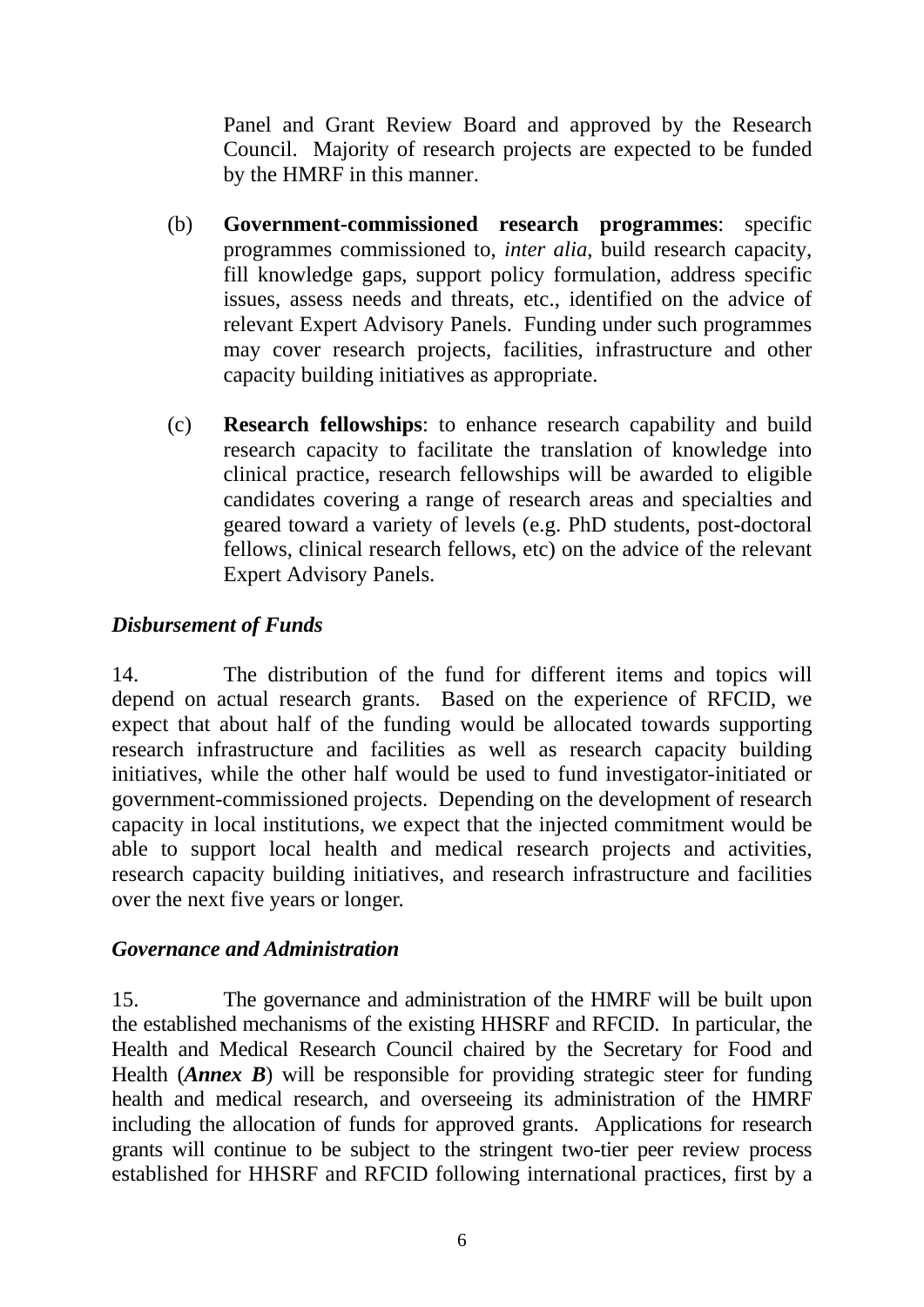Panel and Grant Review Board and approved by the Research Council. Majority of research projects are expected to be funded by the HMRF in this manner.

(b) **Government-commissioned research programmes**: specific programmes commissioned to, *inter alia*, build research capacity, fill knowledge gaps, support policy formulation, address specific issues, assess needs and threats, etc., identified on the advice of relevant Expert Advisory Panels. Funding under such programmes may cover research projects, facilities, infrastructure and other capacity building initiatives as appropriate.

(c) **Research fellowships**: to enhance research capability and build research capacity to facilitate the translation of knowledge into clinical practice, research fellowships will be awarded to eligible candidates covering a range of research areas and specialties and geared toward a variety of levels (e.g. PhD students, post-doctoral fellows, clinical research fellows, etc) on the advice of the relevant Expert Advisory Panels.

***Disbursement of Funds***

14. The distribution of the fund for different items and topics will depend on actual research grants. Based on the experience of RFCID, we expect that about half of the funding would be allocated towards supporting research infrastructure and facilities as well as research capacity building initiatives, while the other half would be used to fund investigator-initiated or government-commissioned projects. Depending on the development of research capacity in local institutions, we expect that the injected commitment would be able to support local health and medical research projects and activities, research capacity building initiatives, and research infrastructure and facilities over the next five years or longer.

***Governance and Administration***

15. The governance and administration of the HMRF will be built upon the established mechanisms of the existing HHSRF and RFCID. In particular, the Health and Medical Research Council chaired by the Secretary for Food and Health (***Annex B***) will be responsible for providing strategic steer for funding health and medical research, and overseeing its administration of the HMRF including the allocation of funds for approved grants. Applications for research grants will continue to be subject to the stringent two-tier peer review process established for HHSRF and RFCID following international practices, first by a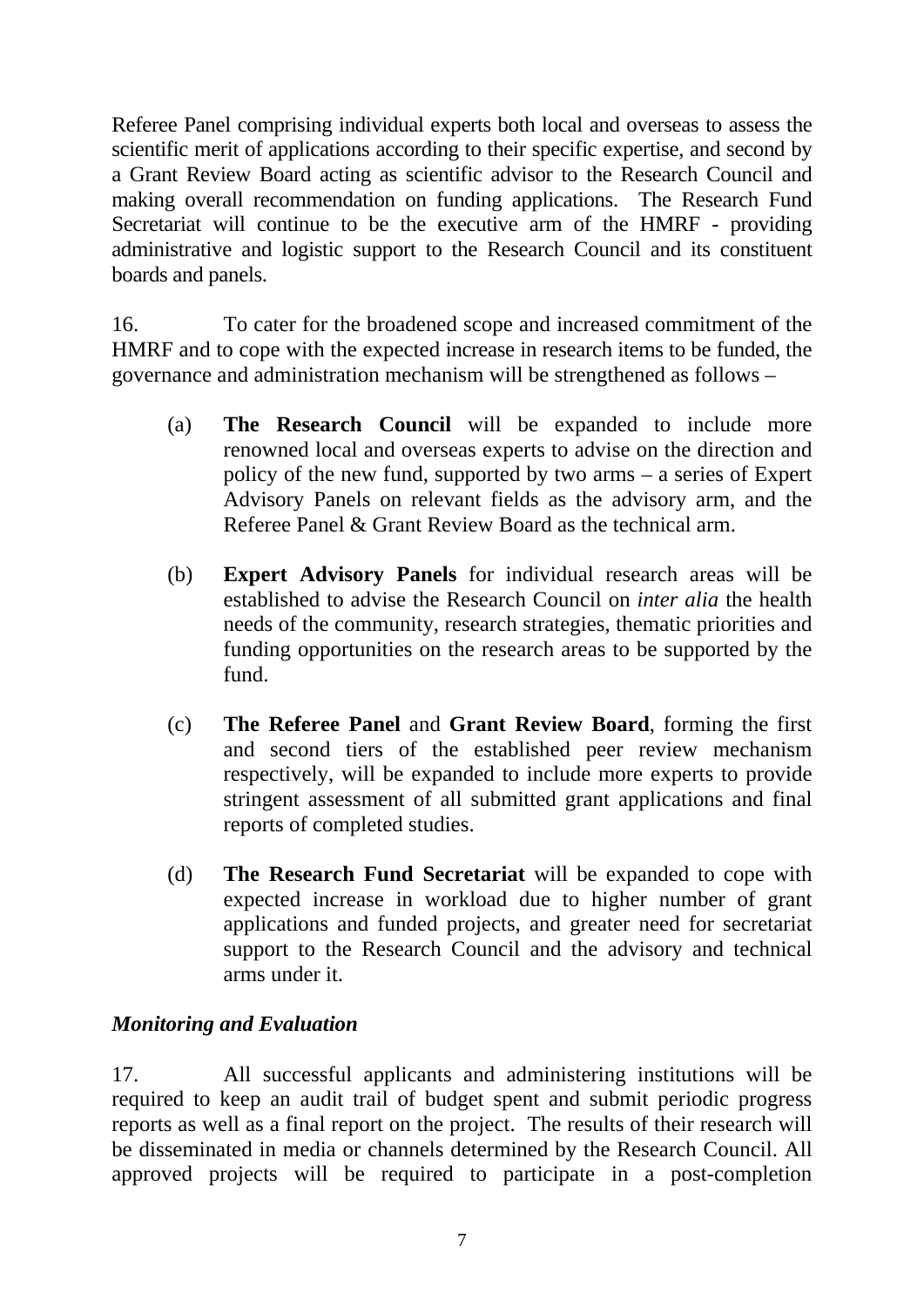Referee Panel comprising individual experts both local and overseas to assess the scientific merit of applications according to their specific expertise, and second by a Grant Review Board acting as scientific advisor to the Research Council and making overall recommendation on funding applications. The Research Fund Secretariat will continue to be the executive arm of the HMRF - providing administrative and logistic support to the Research Council and its constituent boards and panels.

16. To cater for the broadened scope and increased commitment of the HMRF and to cope with the expected increase in research items to be funded, the governance and administration mechanism will be strengthened as follows –

(a) **The Research Council** will be expanded to include more renowned local and overseas experts to advise on the direction and policy of the new fund, supported by two arms – a series of Expert Advisory Panels on relevant fields as the advisory arm, and the Referee Panel & Grant Review Board as the technical arm.

(b) **Expert Advisory Panels** for individual research areas will be established to advise the Research Council on *inter alia* the health needs of the community, research strategies, thematic priorities and funding opportunities on the research areas to be supported by the fund.

(c) **The Referee Panel** and **Grant Review Board**, forming the first and second tiers of the established peer review mechanism respectively, will be expanded to include more experts to provide stringent assessment of all submitted grant applications and final reports of completed studies.

(d) **The Research Fund Secretariat** will be expanded to cope with expected increase in workload due to higher number of grant applications and funded projects, and greater need for secretariat support to the Research Council and the advisory and technical arms under it.

***Monitoring and Evaluation***

17. All successful applicants and administering institutions will be required to keep an audit trail of budget spent and submit periodic progress reports as well as a final report on the project. The results of their research will be disseminated in media or channels determined by the Research Council. All approved projects will be required to participate in a post-completion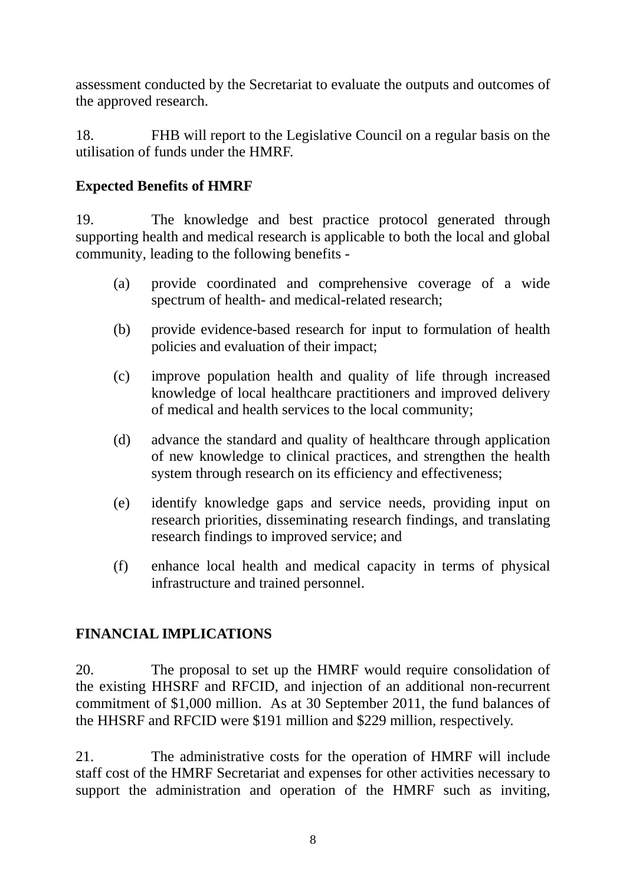assessment conducted by the Secretariat to evaluate the outputs and outcomes of the approved research.

18. FHB will report to the Legislative Council on a regular basis on the utilisation of funds under the HMRF.

**Expected Benefits of HMRF**

19. The knowledge and best practice protocol generated through supporting health and medical research is applicable to both the local and global community, leading to the following benefits -

(a) provide coordinated and comprehensive coverage of a wide spectrum of health- and medical-related research;

(b) provide evidence-based research for input to formulation of health policies and evaluation of their impact;

(c) improve population health and quality of life through increased knowledge of local healthcare practitioners and improved delivery of medical and health services to the local community;

(d) advance the standard and quality of healthcare through application of new knowledge to clinical practices, and strengthen the health system through research on its efficiency and effectiveness;

(e) identify knowledge gaps and service needs, providing input on research priorities, disseminating research findings, and translating research findings to improved service; and

(f) enhance local health and medical capacity in terms of physical infrastructure and trained personnel.

## FINANCIAL IMPLICATIONS

20. The proposal to set up the HMRF would require consolidation of the existing HHSRF and RFCID, and injection of an additional non-recurrent commitment of $1,000 million. As at 30 September 2011, the fund balances of the HHSRF and RFCID were $191 million and $229 million, respectively.

21. The administrative costs for the operation of HMRF will include staff cost of the HMRF Secretariat and expenses for other activities necessary to support the administration and operation of the HMRF such as inviting,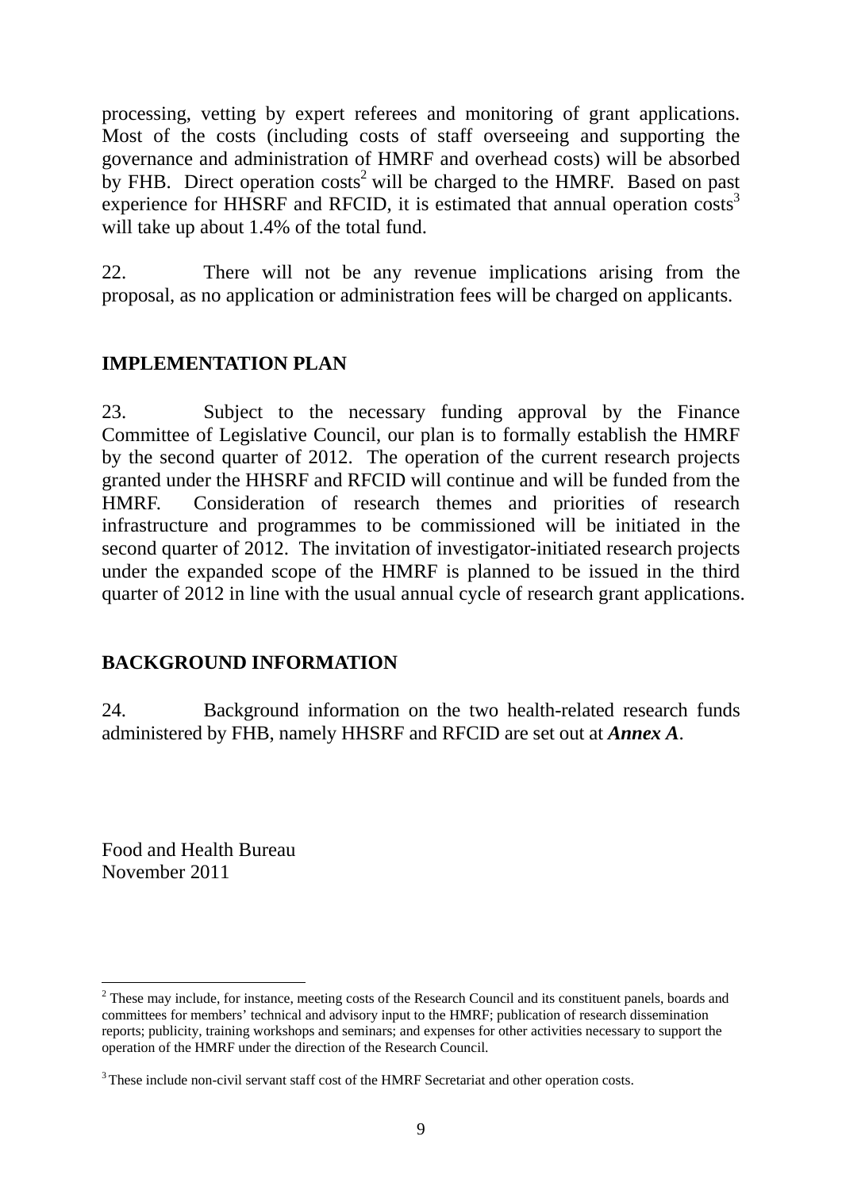processing, vetting by expert referees and monitoring of grant applications. Most of the costs (including costs of staff overseeing and supporting the governance and administration of HMRF and overhead costs) will be absorbed by FHB. Direct operation costs[2] will be charged to the HMRF. Based on past experience for HHSRF and RFCID, it is estimated that annual operation costs[3] will take up about 1.4% of the total fund.

22. There will not be any revenue implications arising from the proposal, as no application or administration fees will be charged on applicants.

## IMPLEMENTATION PLAN

23. Subject to the necessary funding approval by the Finance Committee of Legislative Council, our plan is to formally establish the HMRF by the second quarter of 2012. The operation of the current research projects granted under the HHSRF and RFCID will continue and will be funded from the HMRF. Consideration of research themes and priorities of research infrastructure and programmes to be commissioned will be initiated in the second quarter of 2012. The invitation of investigator-initiated research projects under the expanded scope of the HMRF is planned to be issued in the third quarter of 2012 in line with the usual annual cycle of research grant applications.

## BACKGROUND INFORMATION

24. Background information on the two health-related research funds administered by FHB, namely HHSRF and RFCID are set out at ***Annex A***.

Food and Health Bureau
November 2011

---

[2] These may include, for instance, meeting costs of the Research Council and its constituent panels, boards and committees for members' technical and advisory input to the HMRF; publication of research dissemination reports; publicity, training workshops and seminars; and expenses for other activities necessary to support the operation of the HMRF under the direction of the Research Council.

[3] These include non-civil servant staff cost of the HMRF Secretariat and other operation costs.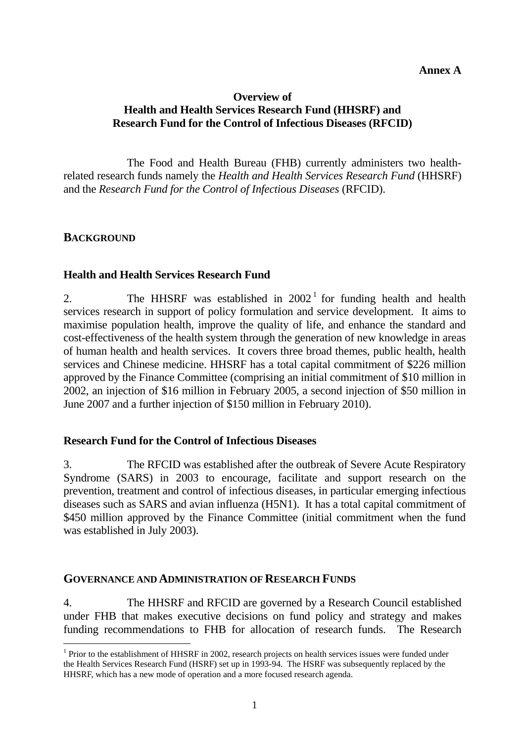**Annex A**

**Overview of**
**Health and Health Services Research Fund (HHSRF) and**
**Research Fund for the Control of Infectious Diseases (RFCID)**

The Food and Health Bureau (FHB) currently administers two health-related research funds namely the *Health and Health Services Research Fund* (HHSRF) and the *Research Fund for the Control of Infectious Diseases* (RFCID).

## BACKGROUND

### Health and Health Services Research Fund

2. The HHSRF was established in 2002[1] for funding health and health services research in support of policy formulation and service development. It aims to maximise population health, improve the quality of life, and enhance the standard and cost-effectiveness of the health system through the generation of new knowledge in areas of human health and health services. It covers three broad themes, public health, health services and Chinese medicine. HHSRF has a total capital commitment of $226 million approved by the Finance Committee (comprising an initial commitment of $10 million in 2002, an injection of $16 million in February 2005, a second injection of $50 million in June 2007 and a further injection of $150 million in February 2010).

### Research Fund for the Control of Infectious Diseases

3. The RFCID was established after the outbreak of Severe Acute Respiratory Syndrome (SARS) in 2003 to encourage, facilitate and support research on the prevention, treatment and control of infectious diseases, in particular emerging infectious diseases such as SARS and avian influenza (H5N1). It has a total capital commitment of $450 million approved by the Finance Committee (initial commitment when the fund was established in July 2003).

## GOVERNANCE AND ADMINISTRATION OF RESEARCH FUNDS

4. The HHSRF and RFCID are governed by a Research Council established under FHB that makes executive decisions on fund policy and strategy and makes funding recommendations to FHB for allocation of research funds. The Research

[1] Prior to the establishment of HHSRF in 2002, research projects on health services issues were funded under the Health Services Research Fund (HSRF) set up in 1993-94. The HSRF was subsequently replaced by the HHSRF, which has a new mode of operation and a more focused research agenda.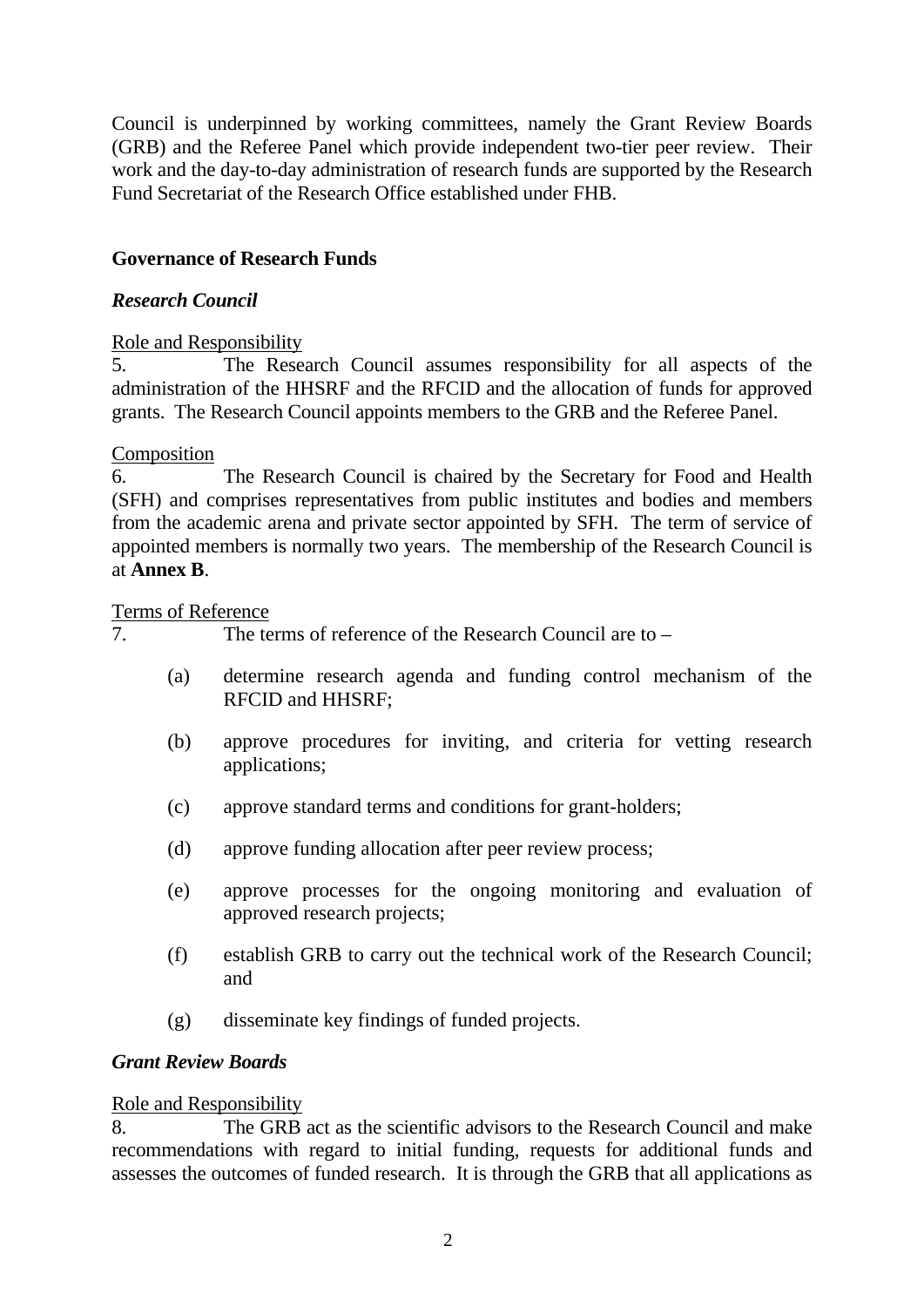Council is underpinned by working committees, namely the Grant Review Boards (GRB) and the Referee Panel which provide independent two-tier peer review. Their work and the day-to-day administration of research funds are supported by the Research Fund Secretariat of the Research Office established under FHB.

## Governance of Research Funds

### *Research Council*

Role and Responsibility

5. The Research Council assumes responsibility for all aspects of the administration of the HHSRF and the RFCID and the allocation of funds for approved grants. The Research Council appoints members to the GRB and the Referee Panel.

Composition

6. The Research Council is chaired by the Secretary for Food and Health (SFH) and comprises representatives from public institutes and bodies and members from the academic arena and private sector appointed by SFH. The term of service of appointed members is normally two years. The membership of the Research Council is at **Annex B**.

Terms of Reference

7. The terms of reference of the Research Council are to –

(a) determine research agenda and funding control mechanism of the RFCID and HHSRF;

(b) approve procedures for inviting, and criteria for vetting research applications;

(c) approve standard terms and conditions for grant-holders;

(d) approve funding allocation after peer review process;

(e) approve processes for the ongoing monitoring and evaluation of approved research projects;

(f) establish GRB to carry out the technical work of the Research Council; and

(g) disseminate key findings of funded projects.

### *Grant Review Boards*

Role and Responsibility

8. The GRB act as the scientific advisors to the Research Council and make recommendations with regard to initial funding, requests for additional funds and assesses the outcomes of funded research. It is through the GRB that all applications as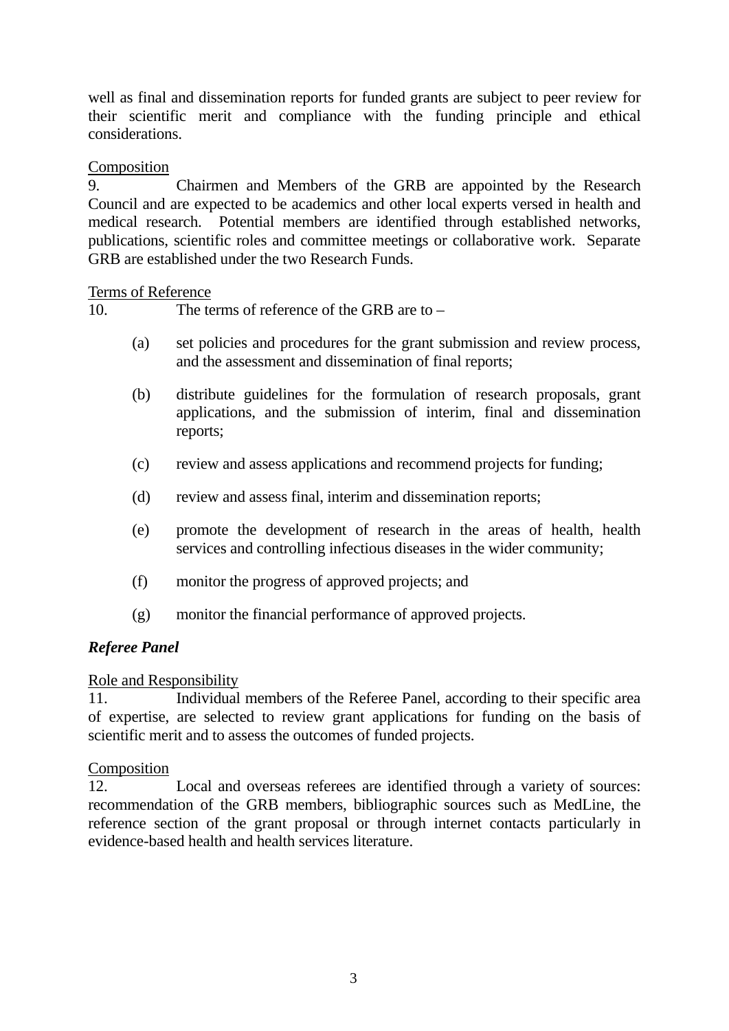well as final and dissemination reports for funded grants are subject to peer review for their scientific merit and compliance with the funding principle and ethical considerations.

<u>Composition</u>

9. Chairmen and Members of the GRB are appointed by the Research Council and are expected to be academics and other local experts versed in health and medical research. Potential members are identified through established networks, publications, scientific roles and committee meetings or collaborative work. Separate GRB are established under the two Research Funds.

<u>Terms of Reference</u>

10. The terms of reference of the GRB are to –

(a) set policies and procedures for the grant submission and review process, and the assessment and dissemination of final reports;

(b) distribute guidelines for the formulation of research proposals, grant applications, and the submission of interim, final and dissemination reports;

(c) review and assess applications and recommend projects for funding;

(d) review and assess final, interim and dissemination reports;

(e) promote the development of research in the areas of health, health services and controlling infectious diseases in the wider community;

(f) monitor the progress of approved projects; and

(g) monitor the financial performance of approved projects.

***Referee Panel***

<u>Role and Responsibility</u>

11. Individual members of the Referee Panel, according to their specific area of expertise, are selected to review grant applications for funding on the basis of scientific merit and to assess the outcomes of funded projects.

<u>Composition</u>

12. Local and overseas referees are identified through a variety of sources: recommendation of the GRB members, bibliographic sources such as MedLine, the reference section of the grant proposal or through internet contacts particularly in evidence-based health and health services literature.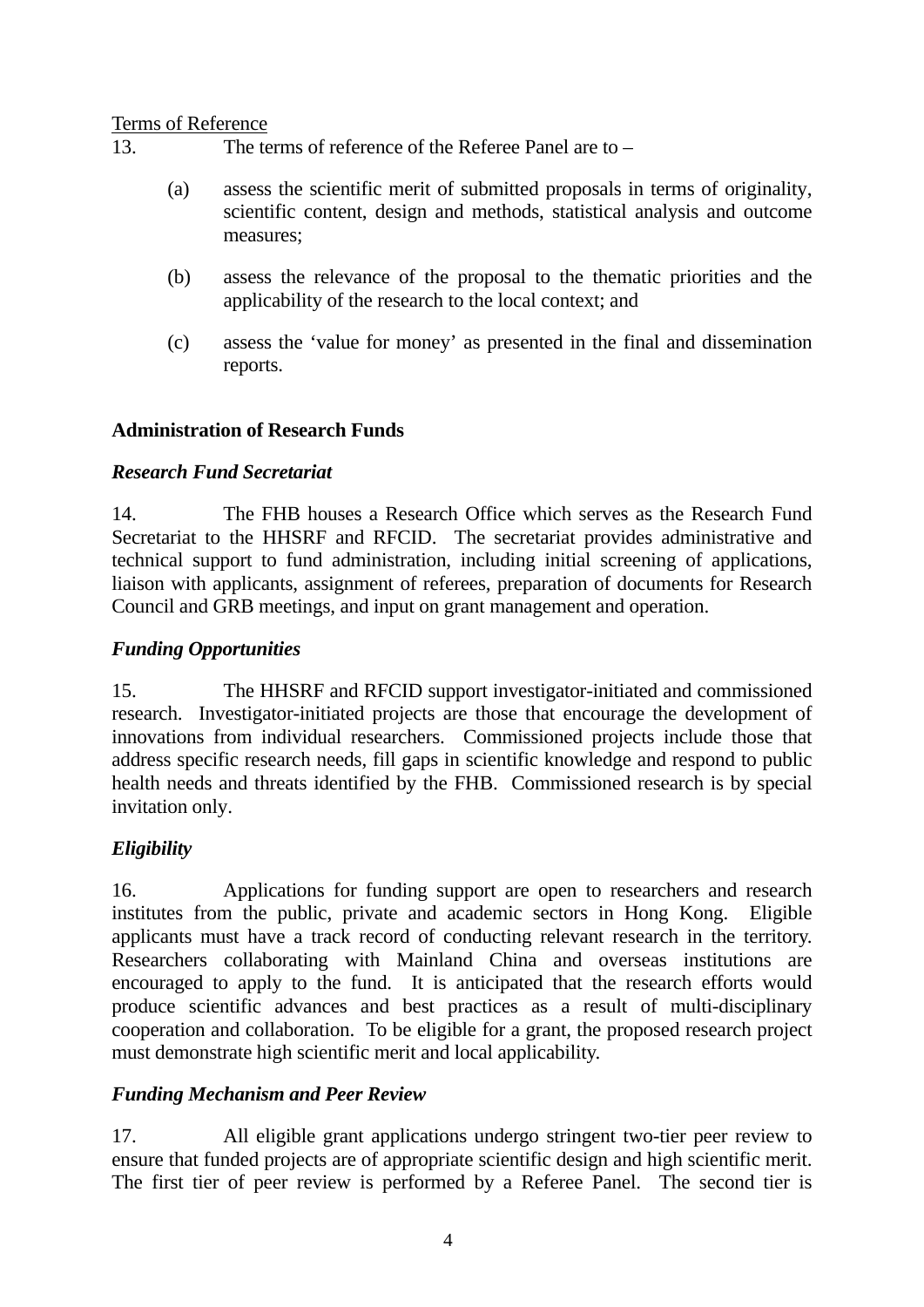Terms of Reference

13. The terms of reference of the Referee Panel are to –

(a) assess the scientific merit of submitted proposals in terms of originality, scientific content, design and methods, statistical analysis and outcome measures;

(b) assess the relevance of the proposal to the thematic priorities and the applicability of the research to the local context; and

(c) assess the 'value for money' as presented in the final and dissemination reports.

**Administration of Research Funds**

***Research Fund Secretariat***

14. The FHB houses a Research Office which serves as the Research Fund Secretariat to the HHSRF and RFCID. The secretariat provides administrative and technical support to fund administration, including initial screening of applications, liaison with applicants, assignment of referees, preparation of documents for Research Council and GRB meetings, and input on grant management and operation.

***Funding Opportunities***

15. The HHSRF and RFCID support investigator-initiated and commissioned research. Investigator-initiated projects are those that encourage the development of innovations from individual researchers. Commissioned projects include those that address specific research needs, fill gaps in scientific knowledge and respond to public health needs and threats identified by the FHB. Commissioned research is by special invitation only.

***Eligibility***

16. Applications for funding support are open to researchers and research institutes from the public, private and academic sectors in Hong Kong. Eligible applicants must have a track record of conducting relevant research in the territory. Researchers collaborating with Mainland China and overseas institutions are encouraged to apply to the fund. It is anticipated that the research efforts would produce scientific advances and best practices as a result of multi-disciplinary cooperation and collaboration. To be eligible for a grant, the proposed research project must demonstrate high scientific merit and local applicability.

***Funding Mechanism and Peer Review***

17. All eligible grant applications undergo stringent two-tier peer review to ensure that funded projects are of appropriate scientific design and high scientific merit. The first tier of peer review is performed by a Referee Panel. The second tier is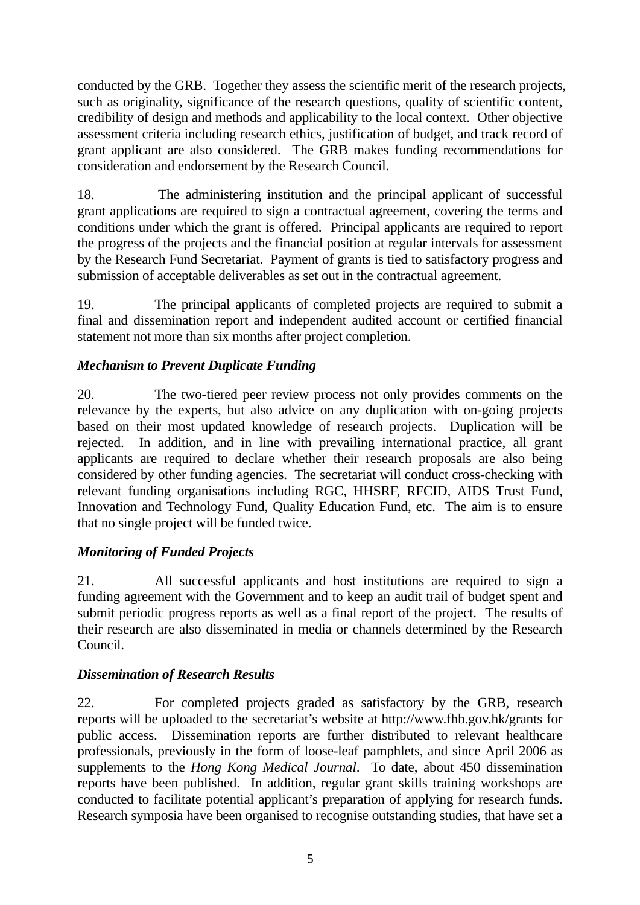conducted by the GRB. Together they assess the scientific merit of the research projects, such as originality, significance of the research questions, quality of scientific content, credibility of design and methods and applicability to the local context. Other objective assessment criteria including research ethics, justification of budget, and track record of grant applicant are also considered. The GRB makes funding recommendations for consideration and endorsement by the Research Council.

18. The administering institution and the principal applicant of successful grant applications are required to sign a contractual agreement, covering the terms and conditions under which the grant is offered. Principal applicants are required to report the progress of the projects and the financial position at regular intervals for assessment by the Research Fund Secretariat. Payment of grants is tied to satisfactory progress and submission of acceptable deliverables as set out in the contractual agreement.

19. The principal applicants of completed projects are required to submit a final and dissemination report and independent audited account or certified financial statement not more than six months after project completion.

***Mechanism to Prevent Duplicate Funding***

20. The two-tiered peer review process not only provides comments on the relevance by the experts, but also advice on any duplication with on-going projects based on their most updated knowledge of research projects. Duplication will be rejected. In addition, and in line with prevailing international practice, all grant applicants are required to declare whether their research proposals are also being considered by other funding agencies. The secretariat will conduct cross-checking with relevant funding organisations including RGC, HHSRF, RFCID, AIDS Trust Fund, Innovation and Technology Fund, Quality Education Fund, etc. The aim is to ensure that no single project will be funded twice.

***Monitoring of Funded Projects***

21. All successful applicants and host institutions are required to sign a funding agreement with the Government and to keep an audit trail of budget spent and submit periodic progress reports as well as a final report of the project. The results of their research are also disseminated in media or channels determined by the Research Council.

***Dissemination of Research Results***

22. For completed projects graded as satisfactory by the GRB, research reports will be uploaded to the secretariat's website at http://www.fhb.gov.hk/grants for public access. Dissemination reports are further distributed to relevant healthcare professionals, previously in the form of loose-leaf pamphlets, and since April 2006 as supplements to the *Hong Kong Medical Journal*. To date, about 450 dissemination reports have been published. In addition, regular grant skills training workshops are conducted to facilitate potential applicant's preparation of applying for research funds. Research symposia have been organised to recognise outstanding studies, that have set a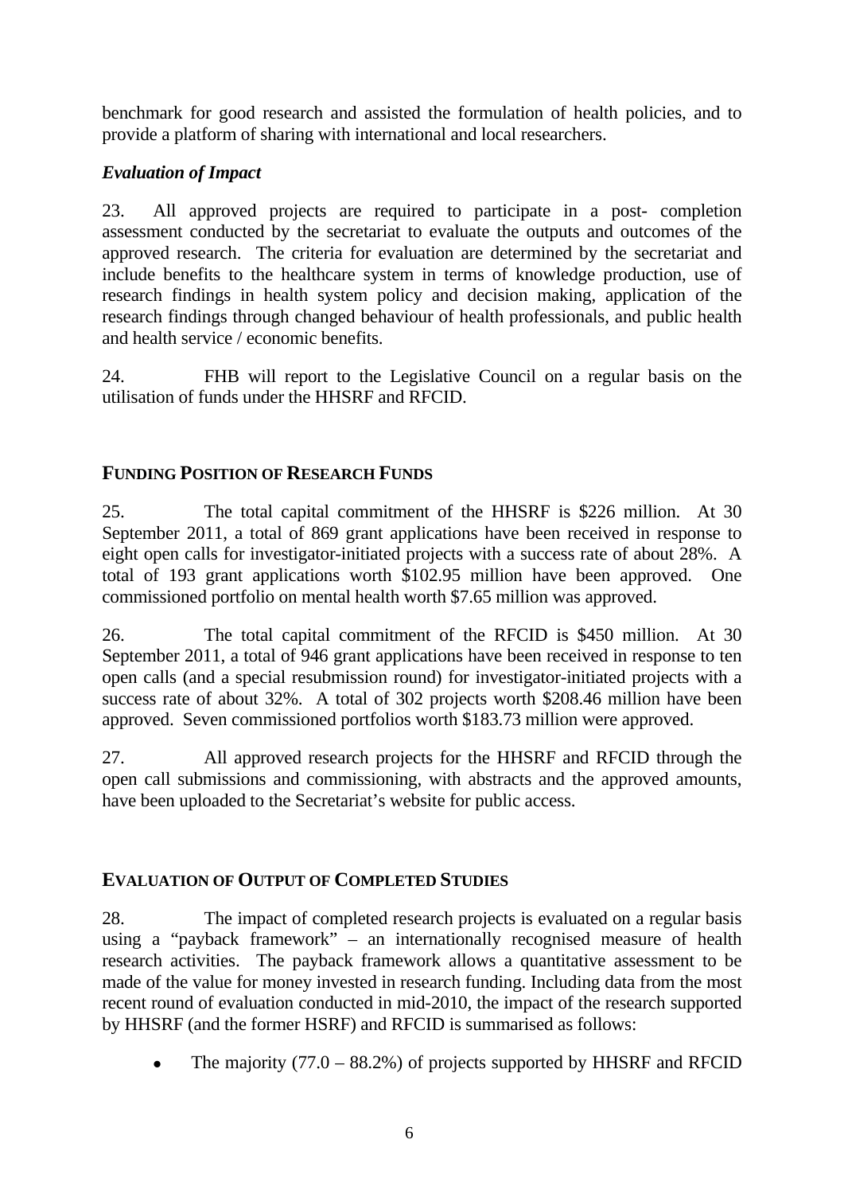benchmark for good research and assisted the formulation of health policies, and to provide a platform of sharing with international and local researchers.

### *Evaluation of Impact*

23. All approved projects are required to participate in a post- completion assessment conducted by the secretariat to evaluate the outputs and outcomes of the approved research. The criteria for evaluation are determined by the secretariat and include benefits to the healthcare system in terms of knowledge production, use of research findings in health system policy and decision making, application of the research findings through changed behaviour of health professionals, and public health and health service / economic benefits.

24. FHB will report to the Legislative Council on a regular basis on the utilisation of funds under the HHSRF and RFCID.

## FUNDING POSITION OF RESEARCH FUNDS

25. The total capital commitment of the HHSRF is $226 million. At 30 September 2011, a total of 869 grant applications have been received in response to eight open calls for investigator-initiated projects with a success rate of about 28%. A total of 193 grant applications worth $102.95 million have been approved. One commissioned portfolio on mental health worth $7.65 million was approved.

26. The total capital commitment of the RFCID is $450 million. At 30 September 2011, a total of 946 grant applications have been received in response to ten open calls (and a special resubmission round) for investigator-initiated projects with a success rate of about 32%. A total of 302 projects worth $208.46 million have been approved. Seven commissioned portfolios worth $183.73 million were approved.

27. All approved research projects for the HHSRF and RFCID through the open call submissions and commissioning, with abstracts and the approved amounts, have been uploaded to the Secretariat's website for public access.

## EVALUATION OF OUTPUT OF COMPLETED STUDIES

28. The impact of completed research projects is evaluated on a regular basis using a "payback framework" – an internationally recognised measure of health research activities. The payback framework allows a quantitative assessment to be made of the value for money invested in research funding. Including data from the most recent round of evaluation conducted in mid-2010, the impact of the research supported by HHSRF (and the former HSRF) and RFCID is summarised as follows:

- The majority (77.0 – 88.2%) of projects supported by HHSRF and RFCID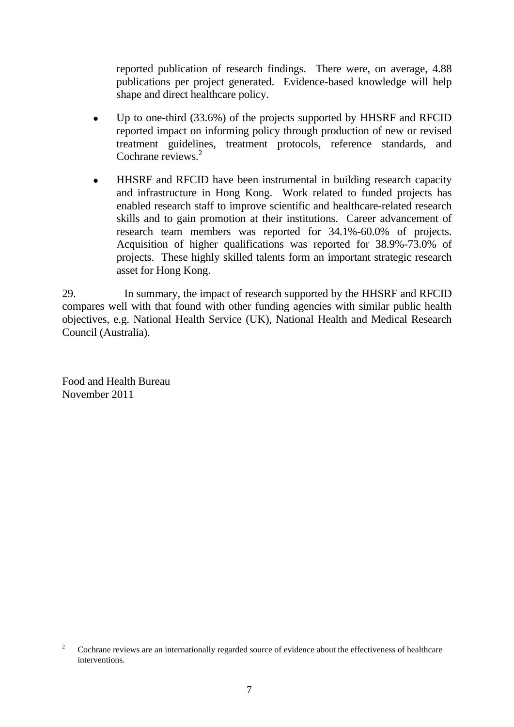reported publication of research findings. There were, on average, 4.88 publications per project generated. Evidence-based knowledge will help shape and direct healthcare policy.

- Up to one-third (33.6%) of the projects supported by HHSRF and RFCID reported impact on informing policy through production of new or revised treatment guidelines, treatment protocols, reference standards, and Cochrane reviews.[2]

- HHSRF and RFCID have been instrumental in building research capacity and infrastructure in Hong Kong. Work related to funded projects has enabled research staff to improve scientific and healthcare-related research skills and to gain promotion at their institutions. Career advancement of research team members was reported for 34.1%-60.0% of projects. Acquisition of higher qualifications was reported for 38.9%-73.0% of projects. These highly skilled talents form an important strategic research asset for Hong Kong.

29. In summary, the impact of research supported by the HHSRF and RFCID compares well with that found with other funding agencies with similar public health objectives, e.g. National Health Service (UK), National Health and Medical Research Council (Australia).

Food and Health Bureau
November 2011

---

[2] Cochrane reviews are an internationally regarded source of evidence about the effectiveness of healthcare interventions.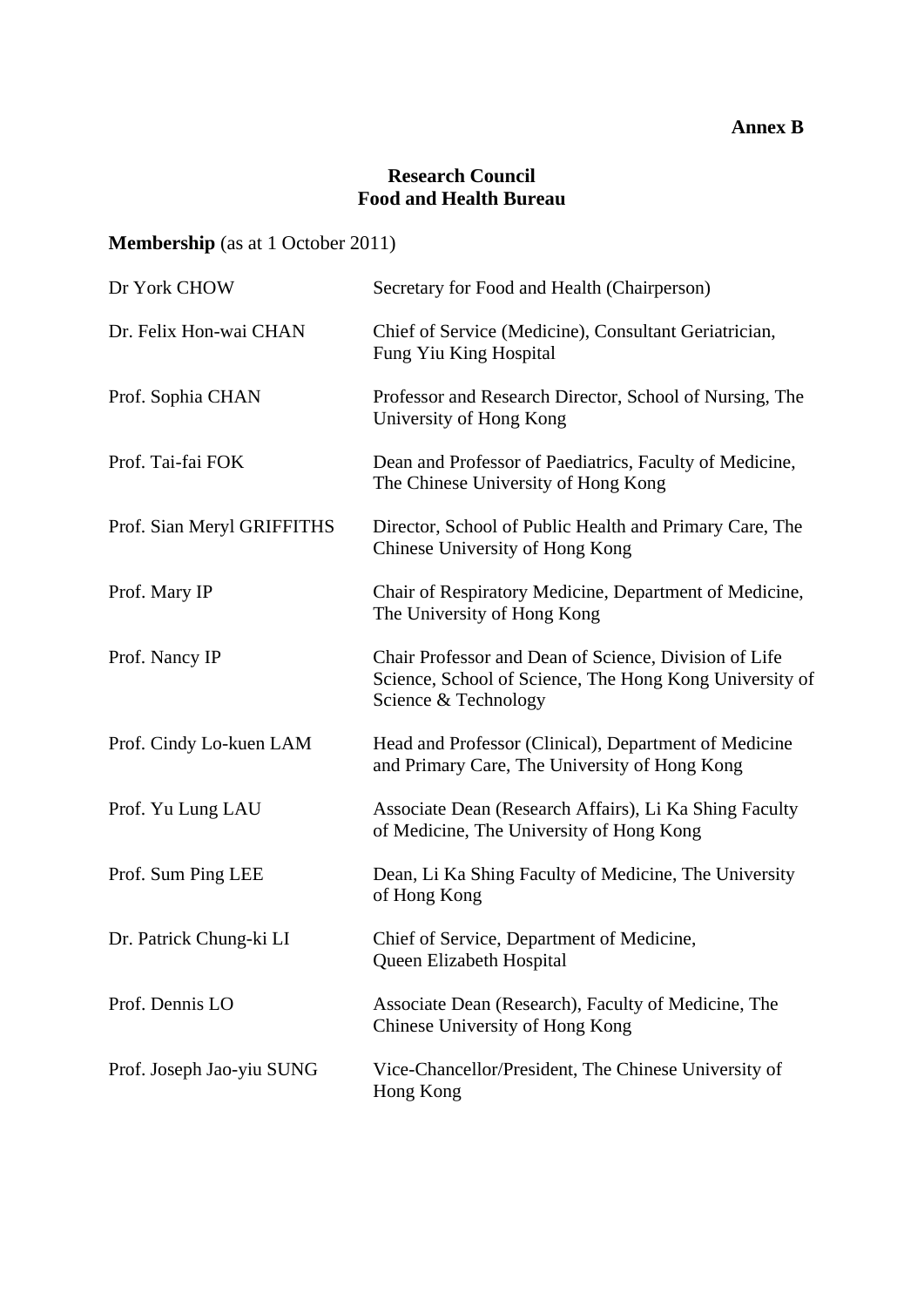**Annex B**

## Research Council
## Food and Health Bureau

**Membership** (as at 1 October 2011)

| | |
|---|---|
| Dr York CHOW | Secretary for Food and Health (Chairperson) |
| Dr. Felix Hon-wai CHAN | Chief of Service (Medicine), Consultant Geriatrician, Fung Yiu King Hospital |
| Prof. Sophia CHAN | Professor and Research Director, School of Nursing, The University of Hong Kong |
| Prof. Tai-fai FOK | Dean and Professor of Paediatrics, Faculty of Medicine, The Chinese University of Hong Kong |
| Prof. Sian Meryl GRIFFITHS | Director, School of Public Health and Primary Care, The Chinese University of Hong Kong |
| Prof. Mary IP | Chair of Respiratory Medicine, Department of Medicine, The University of Hong Kong |
| Prof. Nancy IP | Chair Professor and Dean of Science, Division of Life Science, School of Science, The Hong Kong University of Science & Technology |
| Prof. Cindy Lo-kuen LAM | Head and Professor (Clinical), Department of Medicine and Primary Care, The University of Hong Kong |
| Prof. Yu Lung LAU | Associate Dean (Research Affairs), Li Ka Shing Faculty of Medicine, The University of Hong Kong |
| Prof. Sum Ping LEE | Dean, Li Ka Shing Faculty of Medicine, The University of Hong Kong |
| Dr. Patrick Chung-ki LI | Chief of Service, Department of Medicine, Queen Elizabeth Hospital |
| Prof. Dennis LO | Associate Dean (Research), Faculty of Medicine, The Chinese University of Hong Kong |
| Prof. Joseph Jao-yiu SUNG | Vice-Chancellor/President, The Chinese University of Hong Kong |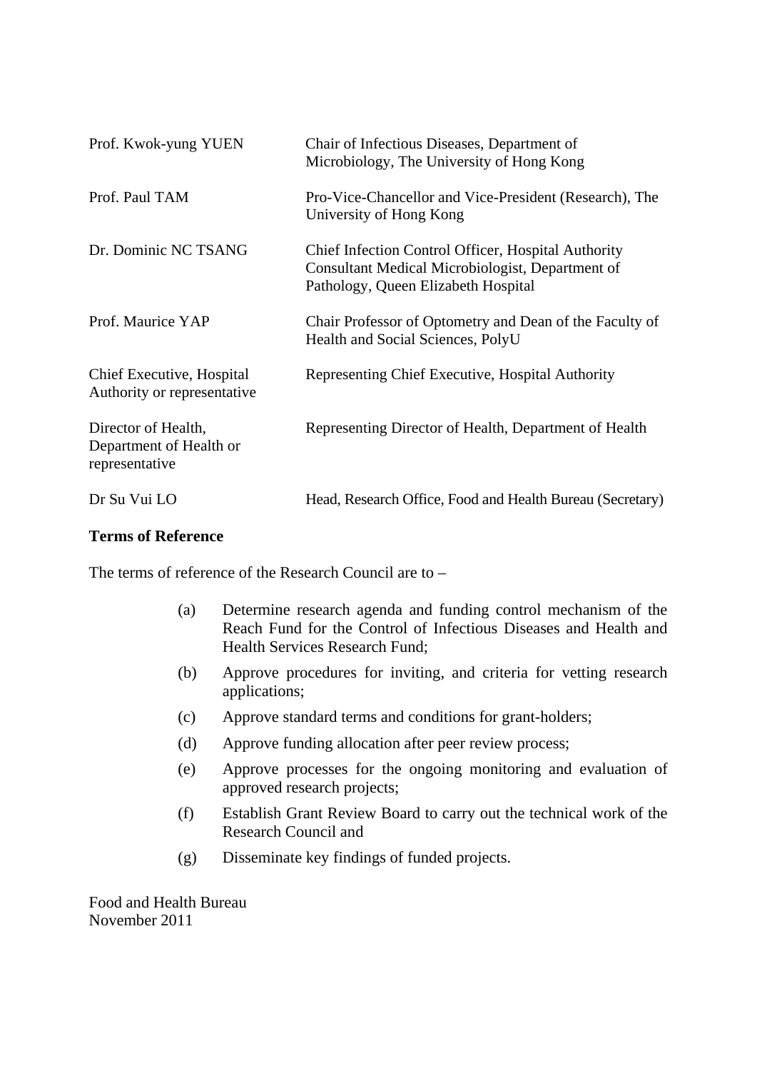| | |
|---|---|
| Prof. Kwok-yung YUEN | Chair of Infectious Diseases, Department of Microbiology, The University of Hong Kong |
| Prof. Paul TAM | Pro-Vice-Chancellor and Vice-President (Research), The University of Hong Kong |
| Dr. Dominic NC TSANG | Chief Infection Control Officer, Hospital Authority<br>Consultant Medical Microbiologist, Department of Pathology, Queen Elizabeth Hospital |
| Prof. Maurice YAP | Chair Professor of Optometry and Dean of the Faculty of Health and Social Sciences, PolyU |
| Chief Executive, Hospital Authority or representative | Representing Chief Executive, Hospital Authority |
| Director of Health, Department of Health or representative | Representing Director of Health, Department of Health |
| Dr Su Vui LO | Head, Research Office, Food and Health Bureau (Secretary) |

**Terms of Reference**

The terms of reference of the Research Council are to –

(a) Determine research agenda and funding control mechanism of the Reach Fund for the Control of Infectious Diseases and Health and Health Services Research Fund;

(b) Approve procedures for inviting, and criteria for vetting research applications;

(c) Approve standard terms and conditions for grant-holders;

(d) Approve funding allocation after peer review process;

(e) Approve processes for the ongoing monitoring and evaluation of approved research projects;

(f) Establish Grant Review Board to carry out the technical work of the Research Council and

(g) Disseminate key findings of funded projects.

Food and Health Bureau
November 2011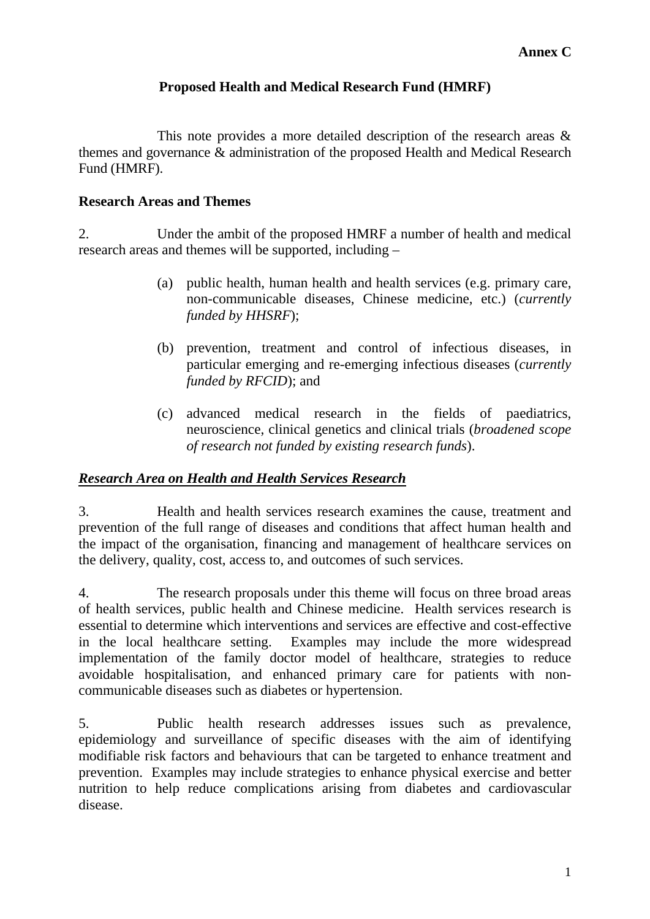**Annex C**

# Proposed Health and Medical Research Fund (HMRF)

This note provides a more detailed description of the research areas & themes and governance & administration of the proposed Health and Medical Research Fund (HMRF).

## Research Areas and Themes

2. Under the ambit of the proposed HMRF a number of health and medical research areas and themes will be supported, including –

(a) public health, human health and health services (e.g. primary care, non-communicable diseases, Chinese medicine, etc.) (*currently funded by HHSRF*);

(b) prevention, treatment and control of infectious diseases, in particular emerging and re-emerging infectious diseases (*currently funded by RFCID*); and

(c) advanced medical research in the fields of paediatrics, neuroscience, clinical genetics and clinical trials (*broadened scope of research not funded by existing research funds*).

### ***Research Area on Health and Health Services Research***

3. Health and health services research examines the cause, treatment and prevention of the full range of diseases and conditions that affect human health and the impact of the organisation, financing and management of healthcare services on the delivery, quality, cost, access to, and outcomes of such services.

4. The research proposals under this theme will focus on three broad areas of health services, public health and Chinese medicine. Health services research is essential to determine which interventions and services are effective and cost-effective in the local healthcare setting. Examples may include the more widespread implementation of the family doctor model of healthcare, strategies to reduce avoidable hospitalisation, and enhanced primary care for patients with non-communicable diseases such as diabetes or hypertension.

5. Public health research addresses issues such as prevalence, epidemiology and surveillance of specific diseases with the aim of identifying modifiable risk factors and behaviours that can be targeted to enhance treatment and prevention. Examples may include strategies to enhance physical exercise and better nutrition to help reduce complications arising from diabetes and cardiovascular disease.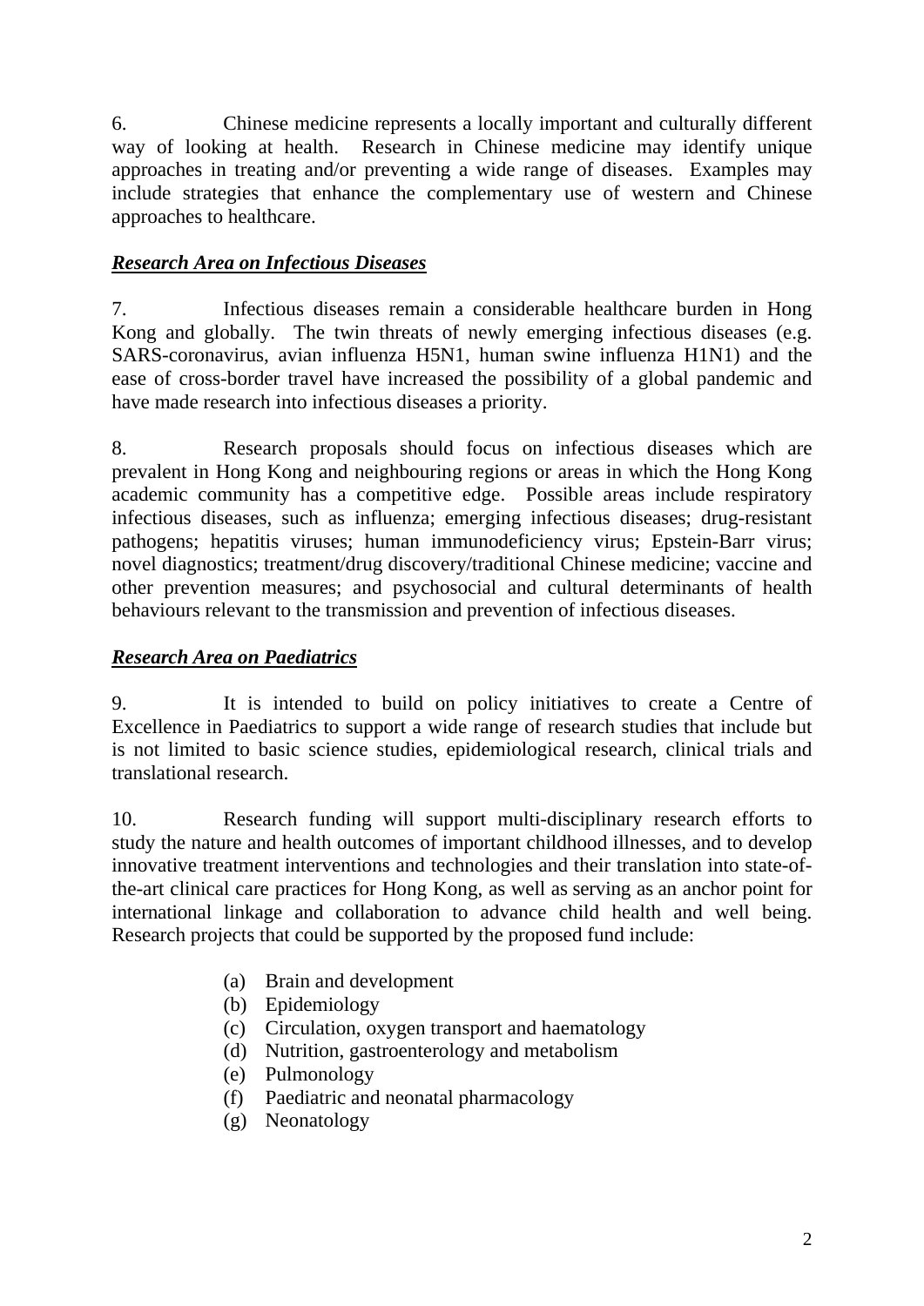6. Chinese medicine represents a locally important and culturally different way of looking at health. Research in Chinese medicine may identify unique approaches in treating and/or preventing a wide range of diseases. Examples may include strategies that enhance the complementary use of western and Chinese approaches to healthcare.

***Research Area on Infectious Diseases***

7. Infectious diseases remain a considerable healthcare burden in Hong Kong and globally. The twin threats of newly emerging infectious diseases (e.g. SARS-coronavirus, avian influenza H5N1, human swine influenza H1N1) and the ease of cross-border travel have increased the possibility of a global pandemic and have made research into infectious diseases a priority.

8. Research proposals should focus on infectious diseases which are prevalent in Hong Kong and neighbouring regions or areas in which the Hong Kong academic community has a competitive edge. Possible areas include respiratory infectious diseases, such as influenza; emerging infectious diseases; drug-resistant pathogens; hepatitis viruses; human immunodeficiency virus; Epstein-Barr virus; novel diagnostics; treatment/drug discovery/traditional Chinese medicine; vaccine and other prevention measures; and psychosocial and cultural determinants of health behaviours relevant to the transmission and prevention of infectious diseases.

***Research Area on Paediatrics***

9. It is intended to build on policy initiatives to create a Centre of Excellence in Paediatrics to support a wide range of research studies that include but is not limited to basic science studies, epidemiological research, clinical trials and translational research.

10. Research funding will support multi-disciplinary research efforts to study the nature and health outcomes of important childhood illnesses, and to develop innovative treatment interventions and technologies and their translation into state-of-the-art clinical care practices for Hong Kong, as well as serving as an anchor point for international linkage and collaboration to advance child health and well being. Research projects that could be supported by the proposed fund include:

(a) Brain and development
(b) Epidemiology
(c) Circulation, oxygen transport and haematology
(d) Nutrition, gastroenterology and metabolism
(e) Pulmonology
(f) Paediatric and neonatal pharmacology
(g) Neonatology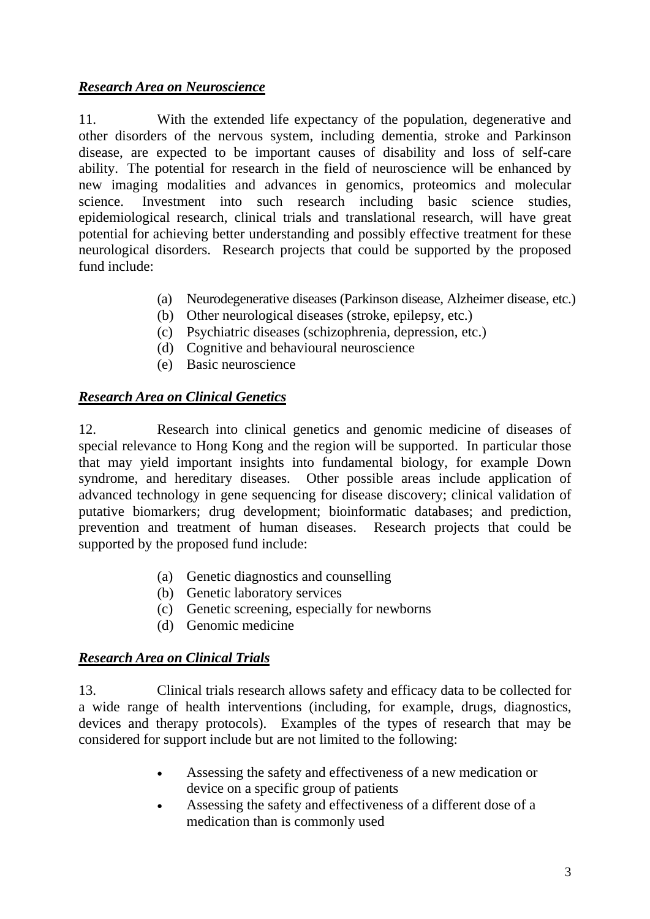***Research Area on Neuroscience***

11. With the extended life expectancy of the population, degenerative and other disorders of the nervous system, including dementia, stroke and Parkinson disease, are expected to be important causes of disability and loss of self-care ability. The potential for research in the field of neuroscience will be enhanced by new imaging modalities and advances in genomics, proteomics and molecular science. Investment into such research including basic science studies, epidemiological research, clinical trials and translational research, will have great potential for achieving better understanding and possibly effective treatment for these neurological disorders. Research projects that could be supported by the proposed fund include:

(a) Neurodegenerative diseases (Parkinson disease, Alzheimer disease, etc.)
(b) Other neurological diseases (stroke, epilepsy, etc.)
(c) Psychiatric diseases (schizophrenia, depression, etc.)
(d) Cognitive and behavioural neuroscience
(e) Basic neuroscience

***Research Area on Clinical Genetics***

12. Research into clinical genetics and genomic medicine of diseases of special relevance to Hong Kong and the region will be supported. In particular those that may yield important insights into fundamental biology, for example Down syndrome, and hereditary diseases. Other possible areas include application of advanced technology in gene sequencing for disease discovery; clinical validation of putative biomarkers; drug development; bioinformatic databases; and prediction, prevention and treatment of human diseases. Research projects that could be supported by the proposed fund include:

(a) Genetic diagnostics and counselling
(b) Genetic laboratory services
(c) Genetic screening, especially for newborns
(d) Genomic medicine

***Research Area on Clinical Trials***

13. Clinical trials research allows safety and efficacy data to be collected for a wide range of health interventions (including, for example, drugs, diagnostics, devices and therapy protocols). Examples of the types of research that may be considered for support include but are not limited to the following:

- Assessing the safety and effectiveness of a new medication or device on a specific group of patients
- Assessing the safety and effectiveness of a different dose of a medication than is commonly used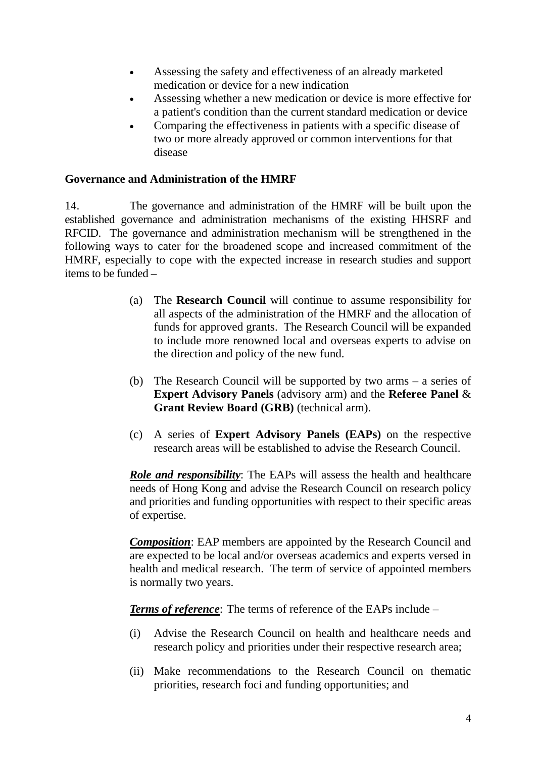- Assessing the safety and effectiveness of an already marketed medication or device for a new indication
- Assessing whether a new medication or device is more effective for a patient's condition than the current standard medication or device
- Comparing the effectiveness in patients with a specific disease of two or more already approved or common interventions for that disease

**Governance and Administration of the HMRF**

14. The governance and administration of the HMRF will be built upon the established governance and administration mechanisms of the existing HHSRF and RFCID. The governance and administration mechanism will be strengthened in the following ways to cater for the broadened scope and increased commitment of the HMRF, especially to cope with the expected increase in research studies and support items to be funded –

(a) The **Research Council** will continue to assume responsibility for all aspects of the administration of the HMRF and the allocation of funds for approved grants. The Research Council will be expanded to include more renowned local and overseas experts to advise on the direction and policy of the new fund.

(b) The Research Council will be supported by two arms – a series of **Expert Advisory Panels** (advisory arm) and the **Referee Panel** & **Grant Review Board (GRB)** (technical arm).

(c) A series of **Expert Advisory Panels (EAPs)** on the respective research areas will be established to advise the Research Council.

***Role and responsibility***: The EAPs will assess the health and healthcare needs of Hong Kong and advise the Research Council on research policy and priorities and funding opportunities with respect to their specific areas of expertise.

***Composition***: EAP members are appointed by the Research Council and are expected to be local and/or overseas academics and experts versed in health and medical research. The term of service of appointed members is normally two years.

***Terms of reference***: The terms of reference of the EAPs include –

(i) Advise the Research Council on health and healthcare needs and research policy and priorities under their respective research area;

(ii) Make recommendations to the Research Council on thematic priorities, research foci and funding opportunities; and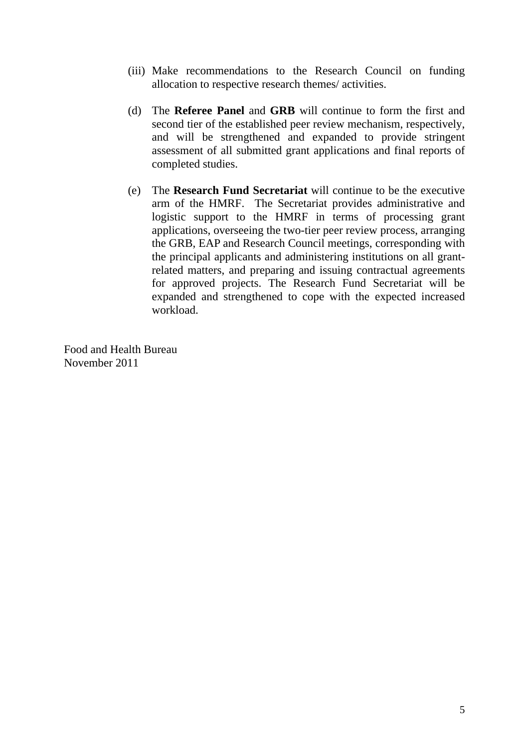(iii) Make recommendations to the Research Council on funding allocation to respective research themes/ activities.

(d) The **Referee Panel** and **GRB** will continue to form the first and second tier of the established peer review mechanism, respectively, and will be strengthened and expanded to provide stringent assessment of all submitted grant applications and final reports of completed studies.

(e) The **Research Fund Secretariat** will continue to be the executive arm of the HMRF. The Secretariat provides administrative and logistic support to the HMRF in terms of processing grant applications, overseeing the two-tier peer review process, arranging the GRB, EAP and Research Council meetings, corresponding with the principal applicants and administering institutions on all grant-related matters, and preparing and issuing contractual agreements for approved projects. The Research Fund Secretariat will be expanded and strengthened to cope with the expected increased workload.

Food and Health Bureau
November 2011